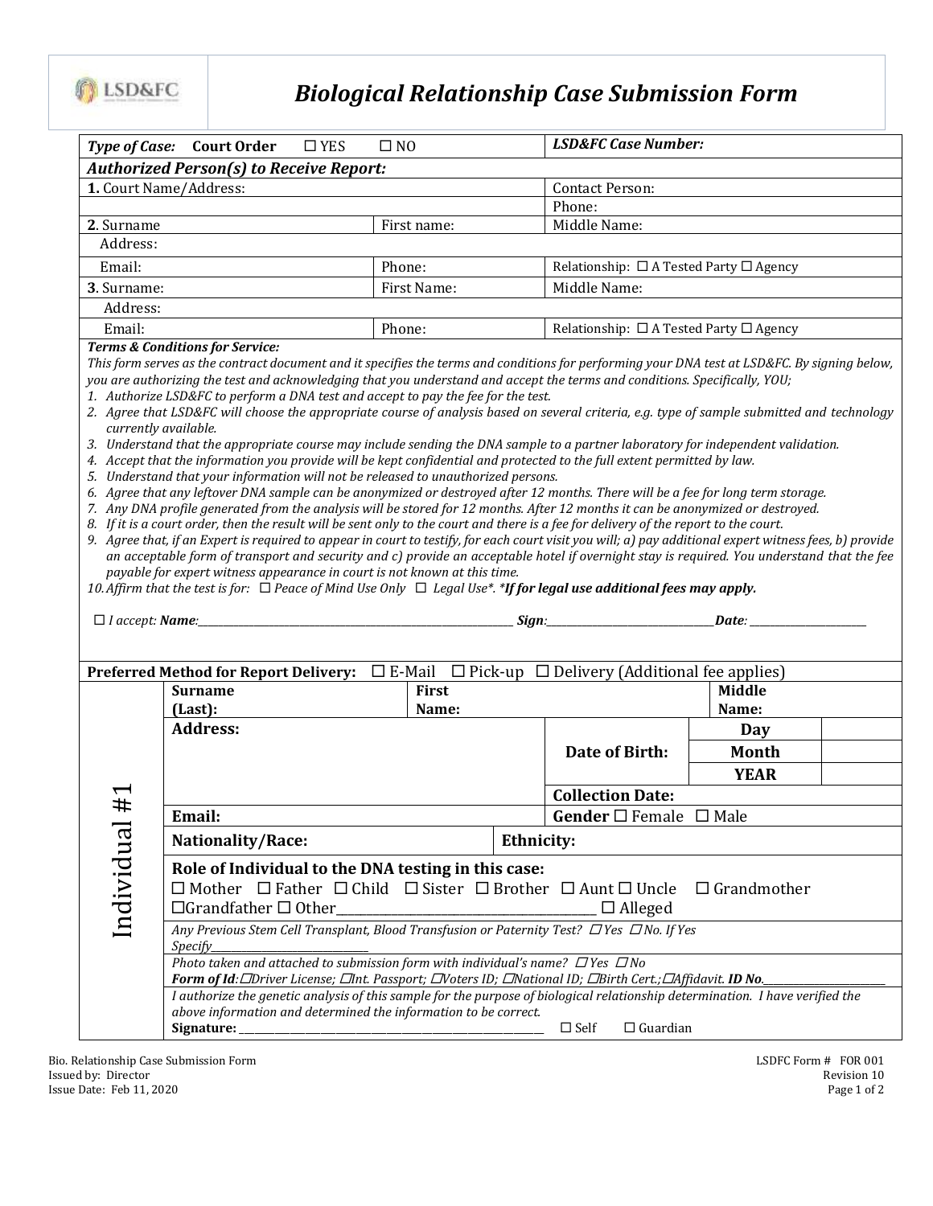# Biological Relationship Case Submission Form

| *Type of Case:* **Court Order** ☐ YES ☐ NO | | *LSD&FC Case Number:* |
|---|---|---|
| ***Authorized Person(s) to Receive Report:*** | | |
| **1.** Court Name/Address: | | Contact Person: |
| | | Phone: |
| **2.** Surname | First name: | Middle Name: |
| Address: | | |
| Email: | Phone: | Relationship: ☐ A Tested Party ☐ Agency |
| **3.** Surname: | First Name: | Middle Name: |
| Address: | | |
| Email: | Phone: | Relationship: ☐ A Tested Party ☐ Agency |

***Terms & Conditions for Service:***

*This form serves as the contract document and it specifies the terms and conditions for performing your DNA test at LSD&FC. By signing below, you are authorizing the test and acknowledging that you understand and accept the terms and conditions. Specifically, YOU;*

1. *Authorize LSD&FC to perform a DNA test and accept to pay the fee for the test.*
2. *Agree that LSD&FC will choose the appropriate course of analysis based on several criteria, e.g. type of sample submitted and technology currently available.*
3. *Understand that the appropriate course may include sending the DNA sample to a partner laboratory for independent validation.*
4. *Accept that the information you provide will be kept confidential and protected to the full extent permitted by law.*
5. *Understand that your information will not be released to unauthorized persons.*
6. *Agree that any leftover DNA sample can be anonymized or destroyed after 12 months. There will be a fee for long term storage.*
7. *Any DNA profile generated from the analysis will be stored for 12 months. After 12 months it can be anonymized or destroyed.*
8. *If it is a court order, then the result will be sent only to the court and there is a fee for delivery of the report to the court.*
9. *Agree that, if an Expert is required to appear in court to testify, for each court visit you will; a) pay additional expert witness fees, b) provide an acceptable form of transport and security and c) provide an acceptable hotel if overnight stay is required. You understand that the fee payable for expert witness appearance in court is not known at this time.*
10. *Affirm that the test is for:* ☐ *Peace of Mind Use Only* ☐ *Legal Use\*. \****If for legal use additional fees may apply.***

☐ *I accept:* ***Name:***\_\_\_\_\_\_\_\_\_\_\_\_\_\_\_\_\_\_\_\_\_\_\_\_\_\_\_\_\_\_ ***Sign:***\_\_\_\_\_\_\_\_\_\_\_\_\_\_\_\_\_\_\_\_ ***Date:*** \_\_\_\_\_\_\_\_\_\_\_\_\_\_

**Preferred Method for Report Delivery:** ☐ E-Mail ☐ Pick-up ☐ Delivery (Additional fee applies)

| Individual #1 | | | | |
|---|---|---|---|---|
| **Surname (Last):** | **First Name:** | | **Middle Name:** | |
| **Address:** | | **Date of Birth:** | **Day** | |
| | | | **Month** | |
| | | | **YEAR** | |
| | | **Collection Date:** | | |
| **Email:** | | **Gender** ☐ Female ☐ Male | | |
| **Nationality/Race:** | **Ethnicity:** | | | |
| **Role of Individual to the DNA testing in this case:** ☐ Mother ☐ Father ☐ Child ☐ Sister ☐ Brother ☐ Aunt ☐ Uncle ☐ Grandmother ☐ Grandfather ☐ Other\_\_\_\_\_\_\_\_\_\_\_\_\_\_\_\_\_\_ ☐ Alleged | | | | |
| *Any Previous Stem Cell Transplant, Blood Transfusion or Paternity Test?* ☐ *Yes* ☐ *No. If Yes Specify*\_\_\_\_\_\_\_\_\_\_\_\_ | | | | |
| *Photo taken and attached to submission form with individual's name?* ☐ *Yes* ☐ *No* ***Form of Id:*** ☐*Driver License;* ☐*Int. Passport;* ☐*Voters ID;* ☐*National ID;* ☐*Birth Cert.;* ☐*Affidavit.* ***ID No.***\_\_\_\_\_\_\_\_\_\_\_\_ | | | | |
| *I authorize the genetic analysis of this sample for the purpose of biological relationship determination. I have verified the above information and determined the information to be correct.* **Signature:** \_\_\_\_\_\_\_\_\_\_\_\_\_\_\_\_\_\_\_\_\_\_\_\_ ☐ Self ☐ Guardian | | | | |

Bio. Relationship Case Submission Form
Issued by: Director
Issue Date: Feb 11, 2020

LSDFC Form # FOR 001
Revision 10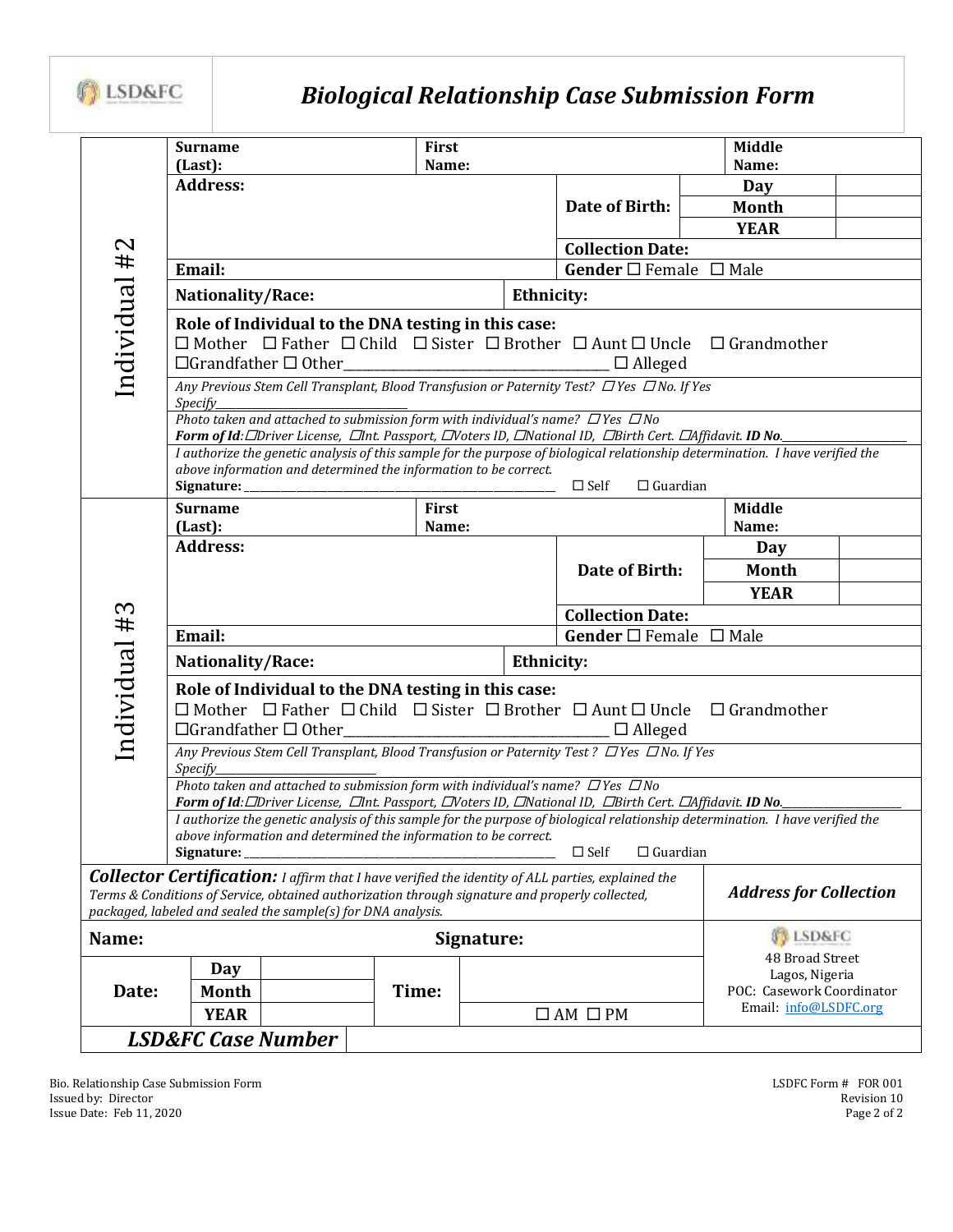# Biological Relationship Case Submission Form

## Individual #2

| | | | | |
|---|---|---|---|---|
| **Surname (Last):** | **First Name:** | | **Middle Name:** | |
| **Address:** | | **Date of Birth:** | **Day** | |
| | | | **Month** | |
| | | | **YEAR** | |
| | | **Collection Date:** | | |
| **Email:** | | **Gender** ☐ Female ☐ Male | | |
| **Nationality/Race:** | **Ethnicity:** | | | |

**Role of Individual to the DNA testing in this case:**
☐ Mother ☐ Father ☐ Child ☐ Sister ☐ Brother ☐ Aunt ☐ Uncle ☐ Grandmother
☐Grandfather ☐ Other______________________________________ ☐ Alleged

*Any Previous Stem Cell Transplant, Blood Transfusion or Paternity Test? ☐ Yes ☐ No. If Yes Specify_______________________________*

*Photo taken and attached to submission form with individual's name? ☐ Yes ☐ No*
***Form of Id:***☐*Driver License,* ☐*Int. Passport,* ☐*Voters ID,* ☐*National ID,* ☐*Birth Cert.* ☐*Affidavit.* ***ID No.***____________________

*I authorize the genetic analysis of this sample for the purpose of biological relationship determination. I have verified the above information and determined the information to be correct.*
**Signature:** ______________________________________________________ ☐ Self ☐ Guardian

## Individual #3

| | | | | |
|---|---|---|---|---|
| **Surname (Last):** | **First Name:** | | **Middle Name:** | |
| **Address:** | | **Date of Birth:** | **Day** | |
| | | | **Month** | |
| | | | **YEAR** | |
| | | **Collection Date:** | | |
| **Email:** | | **Gender** ☐ Female ☐ Male | | |
| **Nationality/Race:** | **Ethnicity:** | | | |

**Role of Individual to the DNA testing in this case:**
☐ Mother ☐ Father ☐ Child ☐ Sister ☐ Brother ☐ Aunt ☐ Uncle ☐ Grandmother
☐Grandfather ☐ Other______________________________________ ☐ Alleged

*Any Previous Stem Cell Transplant, Blood Transfusion or Paternity Test ? ☐ Yes ☐ No. If Yes Specify___________________________*

*Photo taken and attached to submission form with individual's name? ☐ Yes ☐ No*
***Form of Id:***☐*Driver License,* ☐*Int. Passport,* ☐*Voters ID,* ☐*National ID,* ☐*Birth Cert.* ☐*Affidavit.* ***ID No.***____________________

*I authorize the genetic analysis of this sample for the purpose of biological relationship determination. I have verified the above information and determined the information to be correct.*
**Signature:** ______________________________________________________ ☐ Self ☐ Guardian

## Collector Certification

***Collector Certification:*** *I affirm that I have verified the identity of ALL parties, explained the Terms & Conditions of Service, obtained authorization through signature and properly collected, packaged, labeled and sealed the sample(s) for DNA analysis.*

| | | | | |
|---|---|---|---|---|
| **Name:** | | **Signature:** | | |
| **Date:** | **Day** | | **Time:** | |
| | **Month** | | | |
| | **YEAR** | | | ☐ AM ☐ PM |

***Address for Collection***

LSD&FC
48 Broad Street
Lagos, Nigeria
POC: Casework Coordinator
Email: info@LSDFC.org

***LSD&FC Case Number*** ____________________

Bio. Relationship Case Submission Form
Issued by: Director
Issue Date: Feb 11, 2020

LSDFC Form # FOR 001
Revision 10